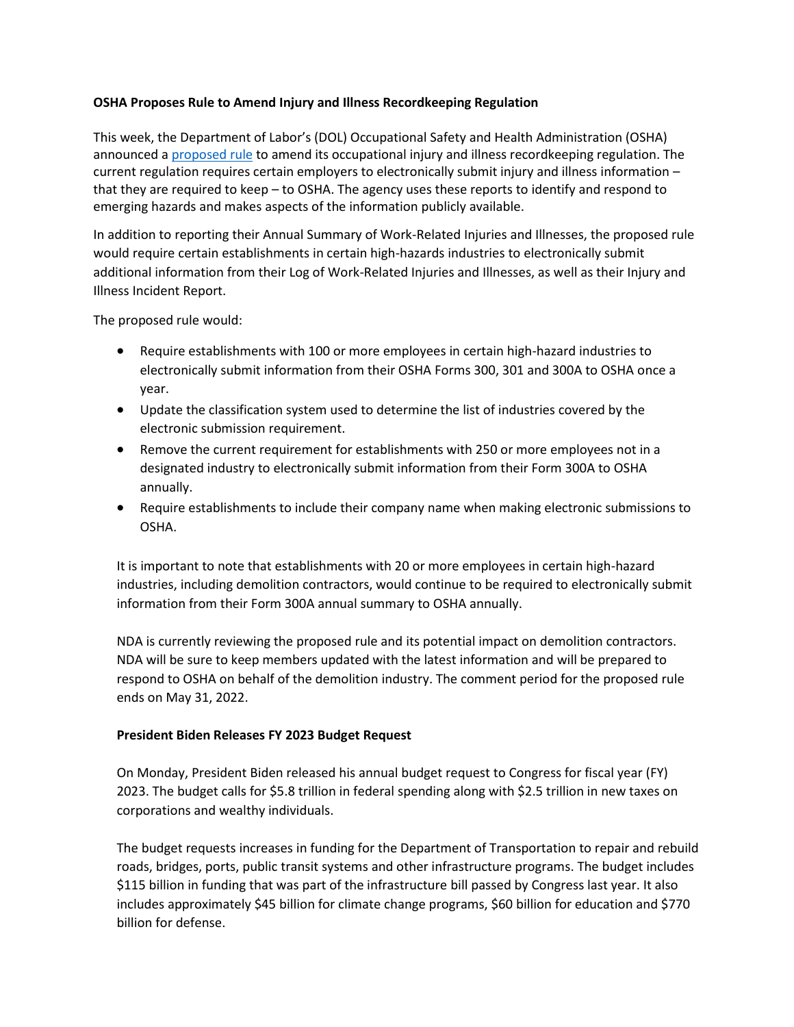**OSHA Proposes Rule to Amend Injury and Illness Recordkeeping Regulation**

This week, the Department of Labor's (DOL) Occupational Safety and Health Administration (OSHA) announced a proposed rule to amend its occupational injury and illness recordkeeping regulation. The current regulation requires certain employers to electronically submit injury and illness information – that they are required to keep – to OSHA. The agency uses these reports to identify and respond to emerging hazards and makes aspects of the information publicly available.

In addition to reporting their Annual Summary of Work-Related Injuries and Illnesses, the proposed rule would require certain establishments in certain high-hazards industries to electronically submit additional information from their Log of Work-Related Injuries and Illnesses, as well as their Injury and Illness Incident Report.

The proposed rule would:

- Require establishments with 100 or more employees in certain high-hazard industries to electronically submit information from their OSHA Forms 300, 301 and 300A to OSHA once a year.
- Update the classification system used to determine the list of industries covered by the electronic submission requirement.
- Remove the current requirement for establishments with 250 or more employees not in a designated industry to electronically submit information from their Form 300A to OSHA annually.
- Require establishments to include their company name when making electronic submissions to OSHA.

It is important to note that establishments with 20 or more employees in certain high-hazard industries, including demolition contractors, would continue to be required to electronically submit information from their Form 300A annual summary to OSHA annually.

NDA is currently reviewing the proposed rule and its potential impact on demolition contractors. NDA will be sure to keep members updated with the latest information and will be prepared to respond to OSHA on behalf of the demolition industry. The comment period for the proposed rule ends on May 31, 2022.

**President Biden Releases FY 2023 Budget Request**

On Monday, President Biden released his annual budget request to Congress for fiscal year (FY) 2023. The budget calls for $5.8 trillion in federal spending along with $2.5 trillion in new taxes on corporations and wealthy individuals.

The budget requests increases in funding for the Department of Transportation to repair and rebuild roads, bridges, ports, public transit systems and other infrastructure programs. The budget includes $115 billion in funding that was part of the infrastructure bill passed by Congress last year. It also includes approximately $45 billion for climate change programs, $60 billion for education and $770 billion for defense.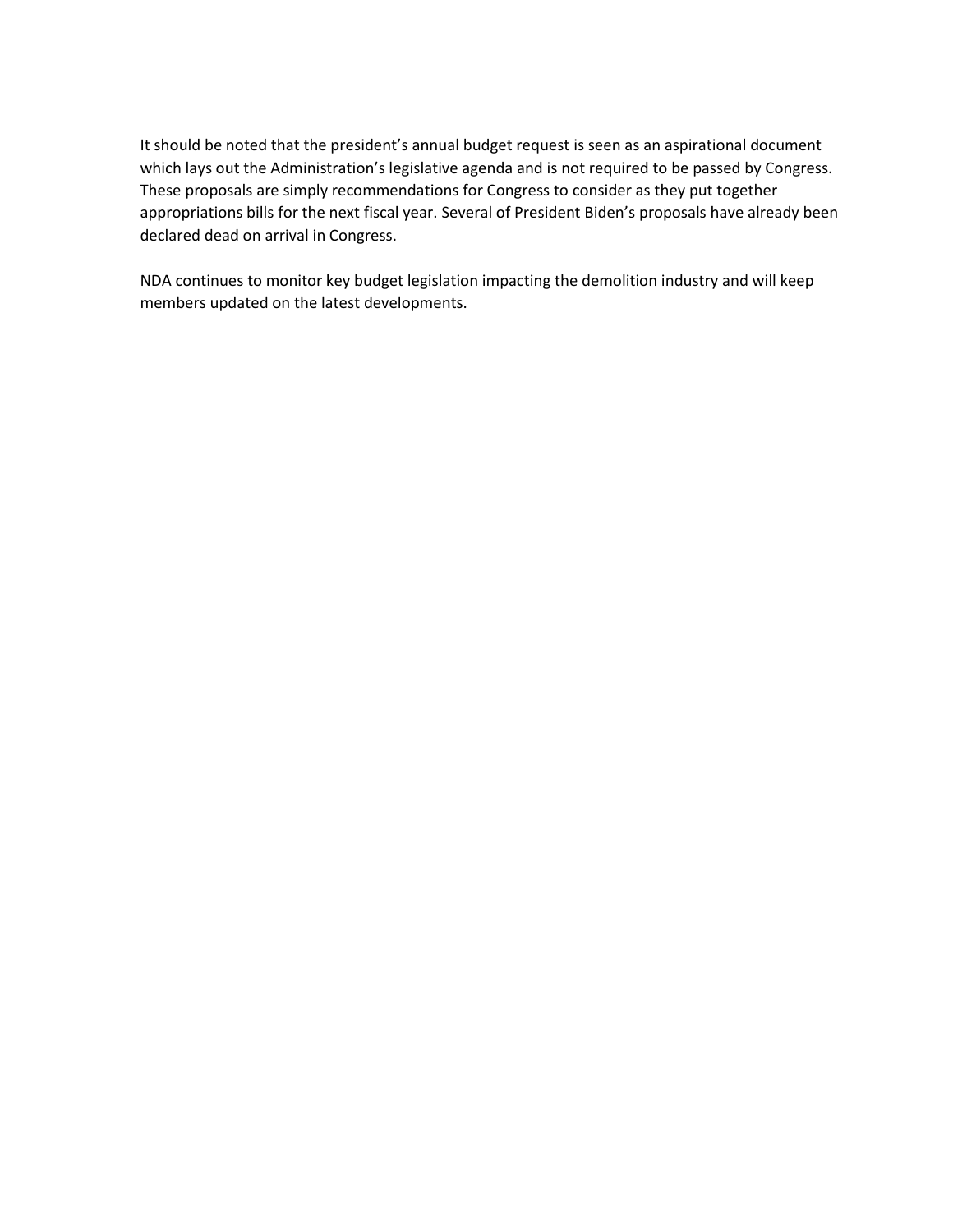It should be noted that the president's annual budget request is seen as an aspirational document which lays out the Administration's legislative agenda and is not required to be passed by Congress. These proposals are simply recommendations for Congress to consider as they put together appropriations bills for the next fiscal year. Several of President Biden's proposals have already been declared dead on arrival in Congress.

NDA continues to monitor key budget legislation impacting the demolition industry and will keep members updated on the latest developments.